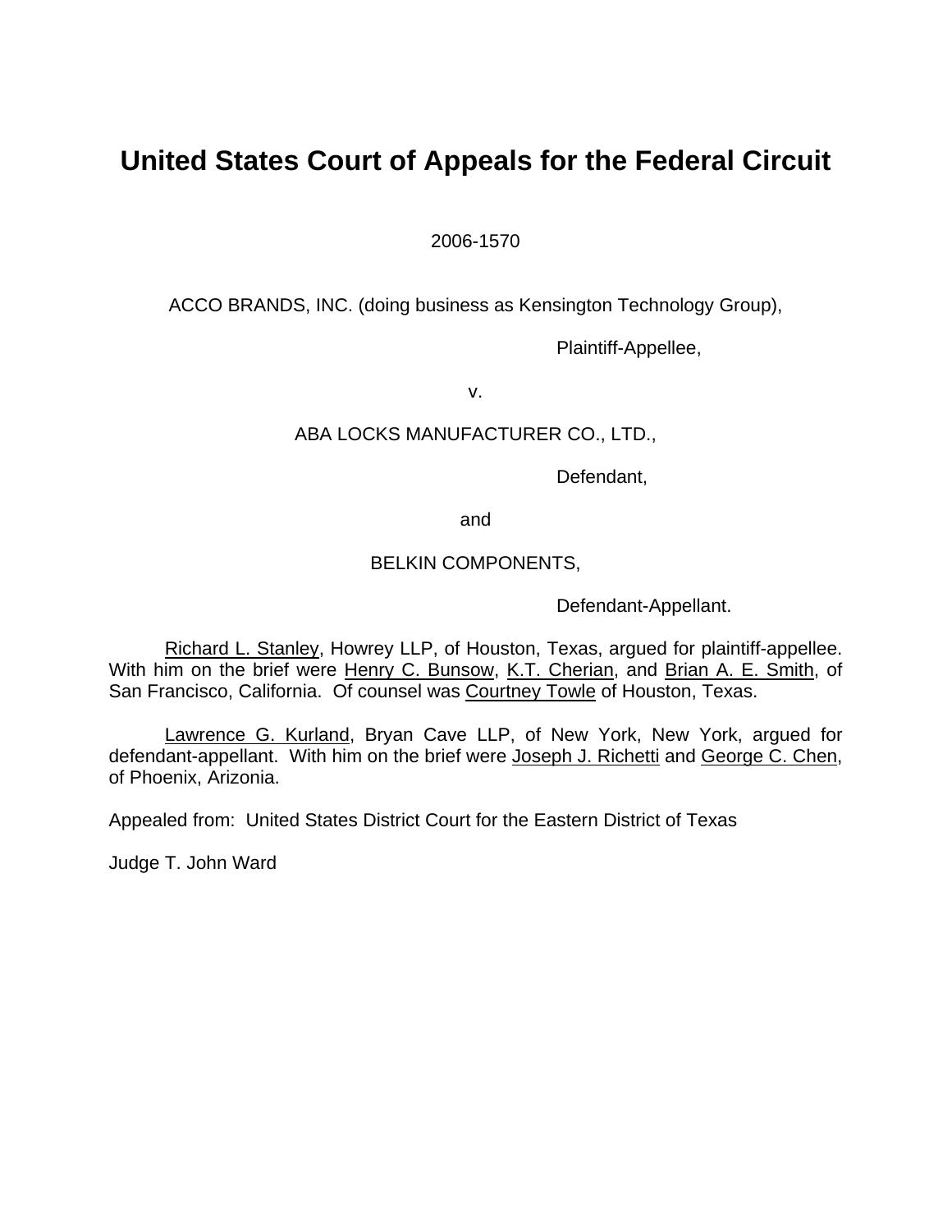# United States Court of Appeals for the Federal Circuit

2006-1570

ACCO BRANDS, INC. (doing business as Kensington Technology Group),

Plaintiff-Appellee,

v.

ABA LOCKS MANUFACTURER CO., LTD.,

Defendant,

and

BELKIN COMPONENTS,

Defendant-Appellant.

Richard L. Stanley, Howrey LLP, of Houston, Texas, argued for plaintiff-appellee. With him on the brief were Henry C. Bunsow, K.T. Cherian, and Brian A. E. Smith, of San Francisco, California. Of counsel was Courtney Towle of Houston, Texas.

Lawrence G. Kurland, Bryan Cave LLP, of New York, New York, argued for defendant-appellant. With him on the brief were Joseph J. Richetti and George C. Chen, of Phoenix, Arizona.

Appealed from: United States District Court for the Eastern District of Texas

Judge T. John Ward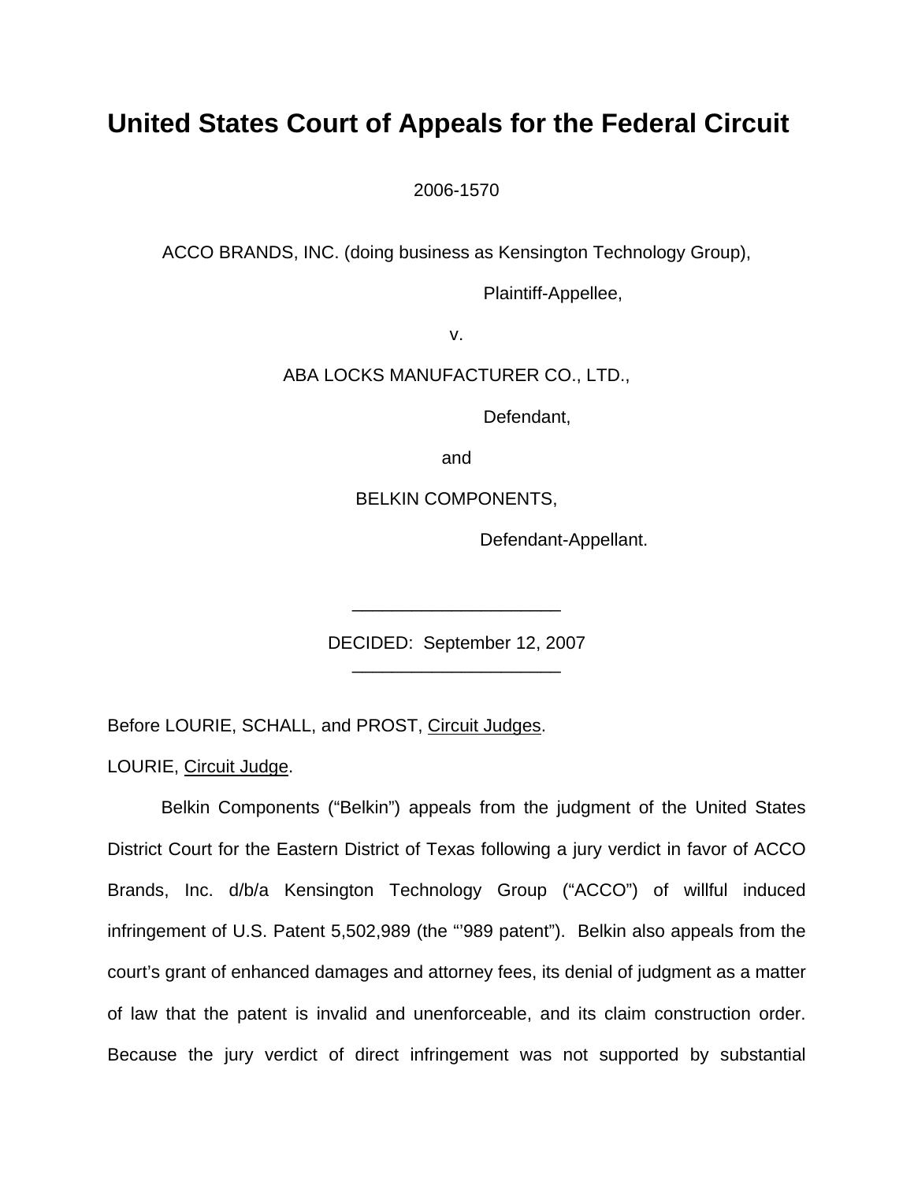# United States Court of Appeals for the Federal Circuit

2006-1570

ACCO BRANDS, INC. (doing business as Kensington Technology Group),

Plaintiff-Appellee,

v.

ABA LOCKS MANUFACTURER CO., LTD.,

Defendant,

and

BELKIN COMPONENTS,

Defendant-Appellant.

---

DECIDED: September 12, 2007

---

Before LOURIE, SCHALL, and PROST, Circuit Judges.

LOURIE, Circuit Judge.

Belkin Components ("Belkin") appeals from the judgment of the United States District Court for the Eastern District of Texas following a jury verdict in favor of ACCO Brands, Inc. d/b/a Kensington Technology Group ("ACCO") of willful induced infringement of U.S. Patent 5,502,989 (the "'989 patent"). Belkin also appeals from the court's grant of enhanced damages and attorney fees, its denial of judgment as a matter of law that the patent is invalid and unenforceable, and its claim construction order. Because the jury verdict of direct infringement was not supported by substantial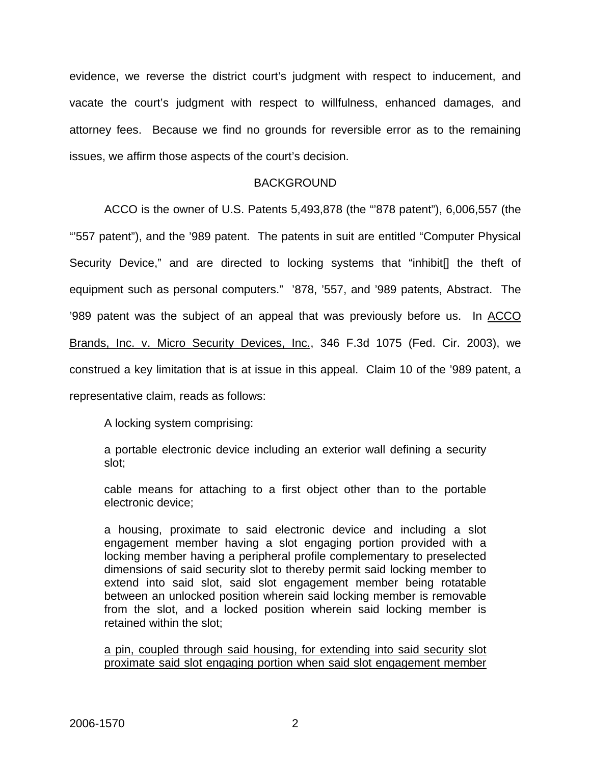evidence, we reverse the district court's judgment with respect to inducement, and vacate the court's judgment with respect to willfulness, enhanced damages, and attorney fees. Because we find no grounds for reversible error as to the remaining issues, we affirm those aspects of the court's decision.

BACKGROUND

ACCO is the owner of U.S. Patents 5,493,878 (the "'878 patent"), 6,006,557 (the "'557 patent"), and the '989 patent. The patents in suit are entitled "Computer Physical Security Device," and are directed to locking systems that "inhibit[] the theft of equipment such as personal computers." '878, '557, and '989 patents, Abstract. The '989 patent was the subject of an appeal that was previously before us. In ACCO Brands, Inc. v. Micro Security Devices, Inc., 346 F.3d 1075 (Fed. Cir. 2003), we construed a key limitation that is at issue in this appeal. Claim 10 of the '989 patent, a representative claim, reads as follows:

> A locking system comprising:
>
> a portable electronic device including an exterior wall defining a security slot;
>
> cable means for attaching to a first object other than to the portable electronic device;
>
> a housing, proximate to said electronic device and including a slot engagement member having a slot engaging portion provided with a locking member having a peripheral profile complementary to preselected dimensions of said security slot to thereby permit said locking member to extend into said slot, said slot engagement member being rotatable between an unlocked position wherein said locking member is removable from the slot, and a locked position wherein said locking member is retained within the slot;
>
> a pin, coupled through said housing, for extending into said security slot proximate said slot engaging portion when said slot engagement member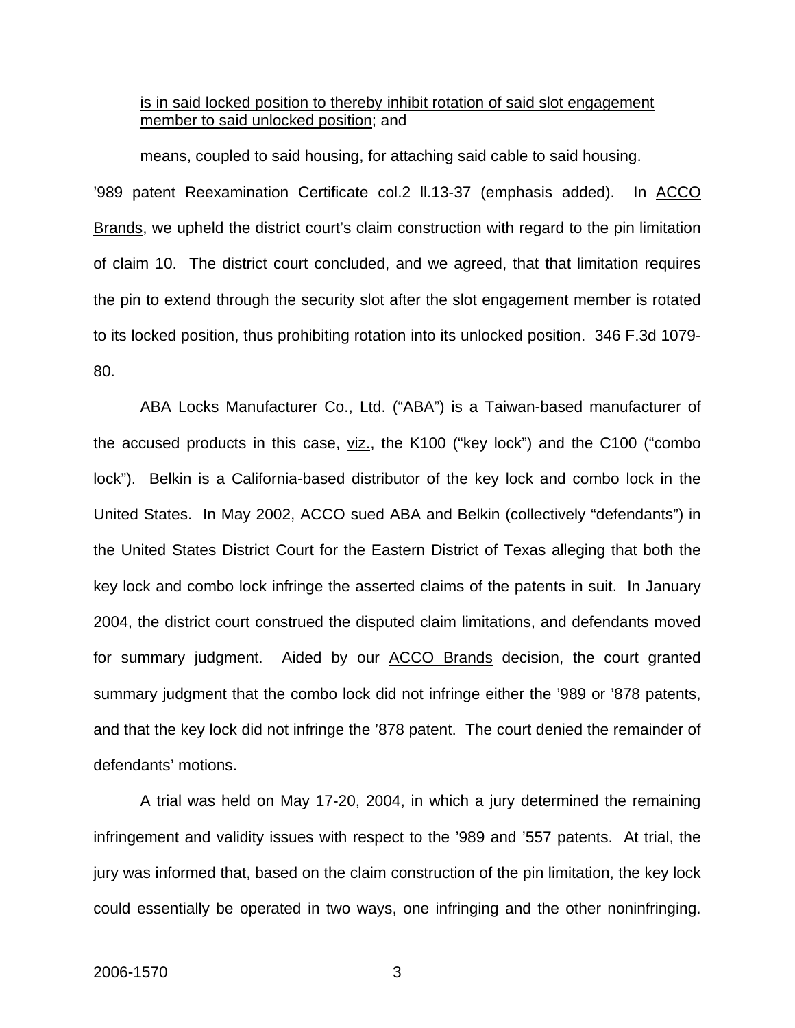<u>is in said locked position to thereby inhibit rotation of said slot engagement member to said unlocked position</u>; and

means, coupled to said housing, for attaching said cable to said housing.

'989 patent Reexamination Certificate col.2 ll.13-37 (emphasis added). In <u>ACCO Brands</u>, we upheld the district court's claim construction with regard to the pin limitation of claim 10. The district court concluded, and we agreed, that that limitation requires the pin to extend through the security slot after the slot engagement member is rotated to its locked position, thus prohibiting rotation into its unlocked position. 346 F.3d 1079-80.

ABA Locks Manufacturer Co., Ltd. ("ABA") is a Taiwan-based manufacturer of the accused products in this case, <u>viz.</u>, the K100 ("key lock") and the C100 ("combo lock"). Belkin is a California-based distributor of the key lock and combo lock in the United States. In May 2002, ACCO sued ABA and Belkin (collectively "defendants") in the United States District Court for the Eastern District of Texas alleging that both the key lock and combo lock infringe the asserted claims of the patents in suit. In January 2004, the district court construed the disputed claim limitations, and defendants moved for summary judgment. Aided by our <u>ACCO Brands</u> decision, the court granted summary judgment that the combo lock did not infringe either the '989 or '878 patents, and that the key lock did not infringe the '878 patent. The court denied the remainder of defendants' motions.

A trial was held on May 17-20, 2004, in which a jury determined the remaining infringement and validity issues with respect to the '989 and '557 patents. At trial, the jury was informed that, based on the claim construction of the pin limitation, the key lock could essentially be operated in two ways, one infringing and the other noninfringing.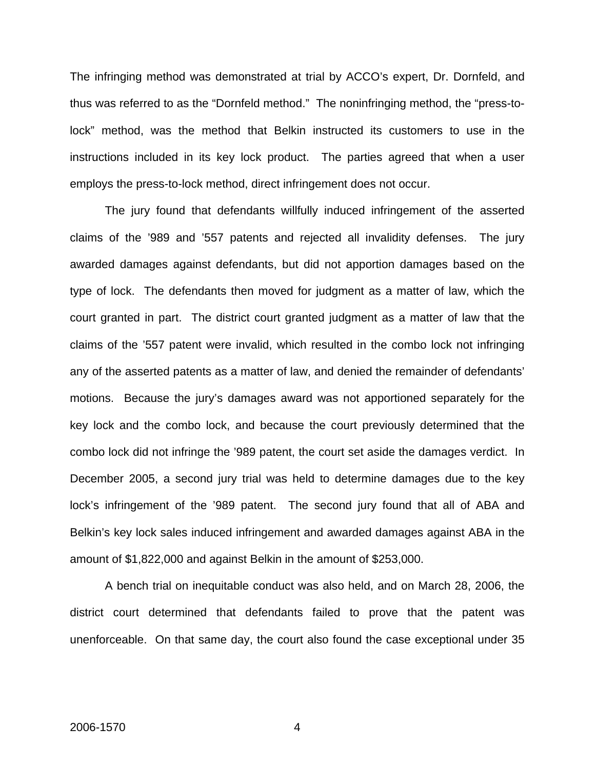The infringing method was demonstrated at trial by ACCO's expert, Dr. Dornfeld, and thus was referred to as the "Dornfeld method." The noninfringing method, the "press-to-lock" method, was the method that Belkin instructed its customers to use in the instructions included in its key lock product. The parties agreed that when a user employs the press-to-lock method, direct infringement does not occur.

The jury found that defendants willfully induced infringement of the asserted claims of the '989 and '557 patents and rejected all invalidity defenses. The jury awarded damages against defendants, but did not apportion damages based on the type of lock. The defendants then moved for judgment as a matter of law, which the court granted in part. The district court granted judgment as a matter of law that the claims of the '557 patent were invalid, which resulted in the combo lock not infringing any of the asserted patents as a matter of law, and denied the remainder of defendants' motions. Because the jury's damages award was not apportioned separately for the key lock and the combo lock, and because the court previously determined that the combo lock did not infringe the '989 patent, the court set aside the damages verdict. In December 2005, a second jury trial was held to determine damages due to the key lock's infringement of the '989 patent. The second jury found that all of ABA and Belkin's key lock sales induced infringement and awarded damages against ABA in the amount of $1,822,000 and against Belkin in the amount of $253,000.

A bench trial on inequitable conduct was also held, and on March 28, 2006, the district court determined that defendants failed to prove that the patent was unenforceable. On that same day, the court also found the case exceptional under 35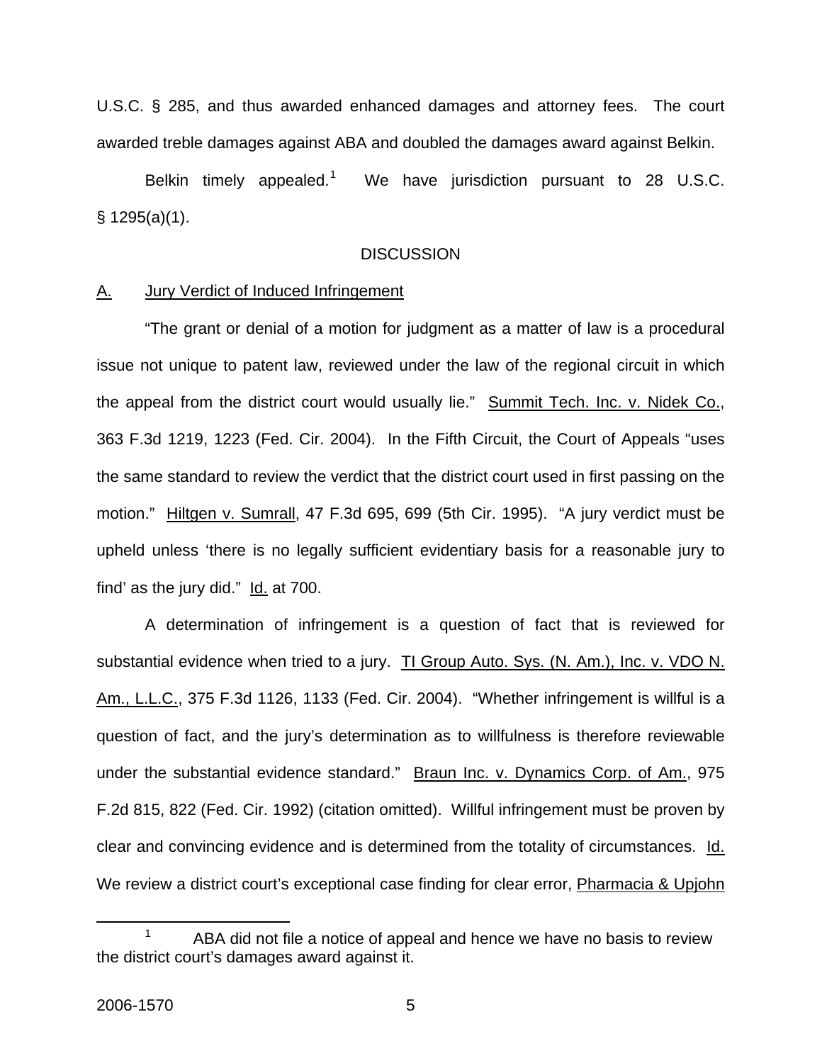U.S.C. § 285, and thus awarded enhanced damages and attorney fees. The court awarded treble damages against ABA and doubled the damages award against Belkin.

Belkin timely appealed.[1] We have jurisdiction pursuant to 28 U.S.C. § 1295(a)(1).

## DISCUSSION

### A. Jury Verdict of Induced Infringement

"The grant or denial of a motion for judgment as a matter of law is a procedural issue not unique to patent law, reviewed under the law of the regional circuit in which the appeal from the district court would usually lie." Summit Tech. Inc. v. Nidek Co., 363 F.3d 1219, 1223 (Fed. Cir. 2004). In the Fifth Circuit, the Court of Appeals "uses the same standard to review the verdict that the district court used in first passing on the motion." Hiltgen v. Sumrall, 47 F.3d 695, 699 (5th Cir. 1995). "A jury verdict must be upheld unless 'there is no legally sufficient evidentiary basis for a reasonable jury to find' as the jury did." Id. at 700.

A determination of infringement is a question of fact that is reviewed for substantial evidence when tried to a jury. TI Group Auto. Sys. (N. Am.), Inc. v. VDO N. Am., L.L.C., 375 F.3d 1126, 1133 (Fed. Cir. 2004). "Whether infringement is willful is a question of fact, and the jury's determination as to willfulness is therefore reviewable under the substantial evidence standard." Braun Inc. v. Dynamics Corp. of Am., 975 F.2d 815, 822 (Fed. Cir. 1992) (citation omitted). Willful infringement must be proven by clear and convincing evidence and is determined from the totality of circumstances. Id. We review a district court's exceptional case finding for clear error, Pharmacia & Upjohn

[1] ABA did not file a notice of appeal and hence we have no basis to review the district court's damages award against it.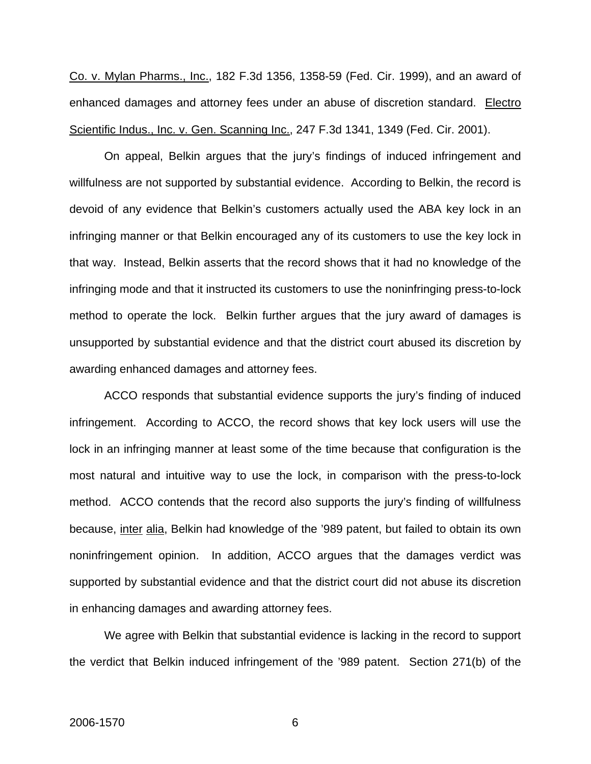Co. v. Mylan Pharms., Inc., 182 F.3d 1356, 1358-59 (Fed. Cir. 1999), and an award of enhanced damages and attorney fees under an abuse of discretion standard. Electro Scientific Indus., Inc. v. Gen. Scanning Inc., 247 F.3d 1341, 1349 (Fed. Cir. 2001).

On appeal, Belkin argues that the jury's findings of induced infringement and willfulness are not supported by substantial evidence. According to Belkin, the record is devoid of any evidence that Belkin's customers actually used the ABA key lock in an infringing manner or that Belkin encouraged any of its customers to use the key lock in that way. Instead, Belkin asserts that the record shows that it had no knowledge of the infringing mode and that it instructed its customers to use the noninfringing press-to-lock method to operate the lock. Belkin further argues that the jury award of damages is unsupported by substantial evidence and that the district court abused its discretion by awarding enhanced damages and attorney fees.

ACCO responds that substantial evidence supports the jury's finding of induced infringement. According to ACCO, the record shows that key lock users will use the lock in an infringing manner at least some of the time because that configuration is the most natural and intuitive way to use the lock, in comparison with the press-to-lock method. ACCO contends that the record also supports the jury's finding of willfulness because, inter alia, Belkin had knowledge of the '989 patent, but failed to obtain its own noninfringement opinion. In addition, ACCO argues that the damages verdict was supported by substantial evidence and that the district court did not abuse its discretion in enhancing damages and awarding attorney fees.

We agree with Belkin that substantial evidence is lacking in the record to support the verdict that Belkin induced infringement of the '989 patent. Section 271(b) of the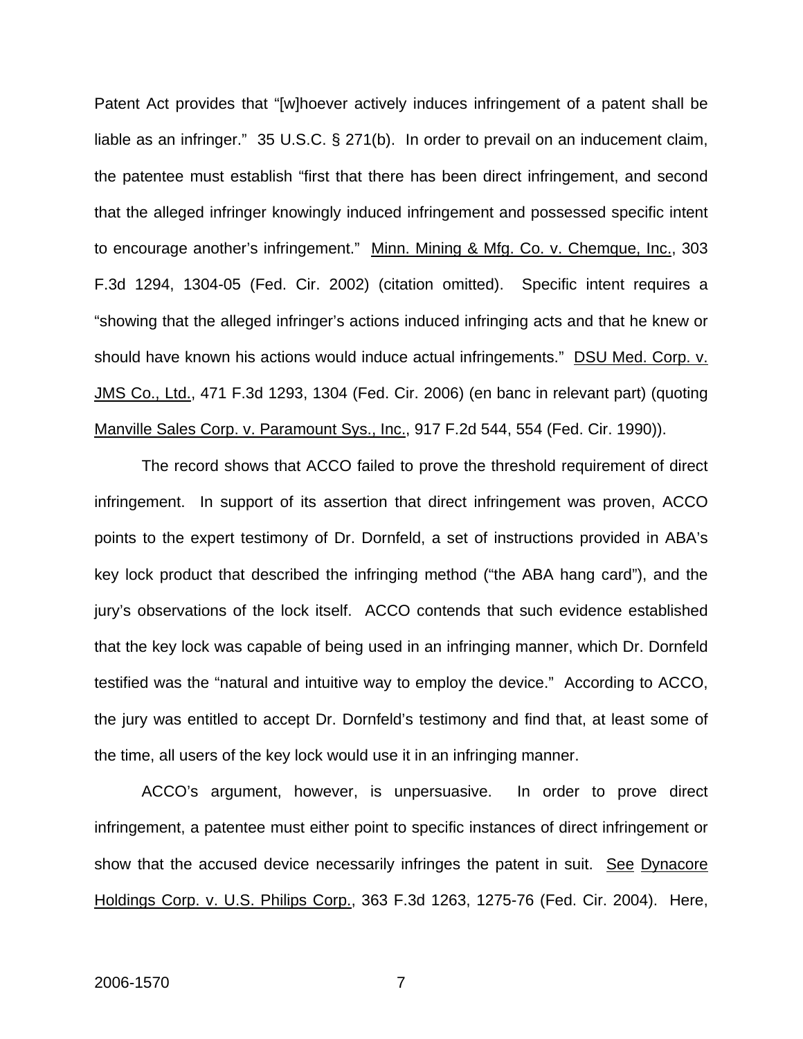Patent Act provides that "[w]hoever actively induces infringement of a patent shall be liable as an infringer." 35 U.S.C. § 271(b). In order to prevail on an inducement claim, the patentee must establish "first that there has been direct infringement, and second that the alleged infringer knowingly induced infringement and possessed specific intent to encourage another's infringement." Minn. Mining & Mfg. Co. v. Chemque, Inc., 303 F.3d 1294, 1304-05 (Fed. Cir. 2002) (citation omitted). Specific intent requires a "showing that the alleged infringer's actions induced infringing acts and that he knew or should have known his actions would induce actual infringements." DSU Med. Corp. v. JMS Co., Ltd., 471 F.3d 1293, 1304 (Fed. Cir. 2006) (en banc in relevant part) (quoting Manville Sales Corp. v. Paramount Sys., Inc., 917 F.2d 544, 554 (Fed. Cir. 1990)).

The record shows that ACCO failed to prove the threshold requirement of direct infringement. In support of its assertion that direct infringement was proven, ACCO points to the expert testimony of Dr. Dornfeld, a set of instructions provided in ABA's key lock product that described the infringing method ("the ABA hang card"), and the jury's observations of the lock itself. ACCO contends that such evidence established that the key lock was capable of being used in an infringing manner, which Dr. Dornfeld testified was the "natural and intuitive way to employ the device." According to ACCO, the jury was entitled to accept Dr. Dornfeld's testimony and find that, at least some of the time, all users of the key lock would use it in an infringing manner.

ACCO's argument, however, is unpersuasive. In order to prove direct infringement, a patentee must either point to specific instances of direct infringement or show that the accused device necessarily infringes the patent in suit. See Dynacore Holdings Corp. v. U.S. Philips Corp., 363 F.3d 1263, 1275-76 (Fed. Cir. 2004). Here,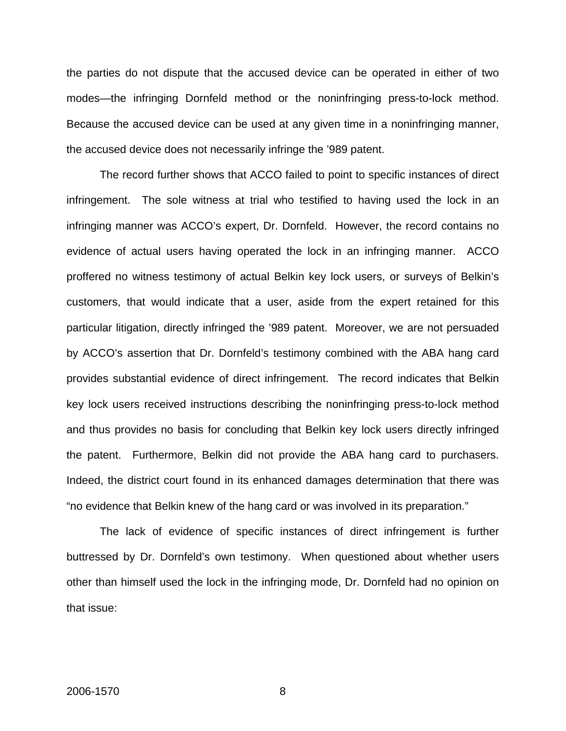the parties do not dispute that the accused device can be operated in either of two modes—the infringing Dornfeld method or the noninfringing press-to-lock method. Because the accused device can be used at any given time in a noninfringing manner, the accused device does not necessarily infringe the ’989 patent.

The record further shows that ACCO failed to point to specific instances of direct infringement. The sole witness at trial who testified to having used the lock in an infringing manner was ACCO’s expert, Dr. Dornfeld. However, the record contains no evidence of actual users having operated the lock in an infringing manner. ACCO proffered no witness testimony of actual Belkin key lock users, or surveys of Belkin’s customers, that would indicate that a user, aside from the expert retained for this particular litigation, directly infringed the ’989 patent. Moreover, we are not persuaded by ACCO’s assertion that Dr. Dornfeld’s testimony combined with the ABA hang card provides substantial evidence of direct infringement. The record indicates that Belkin key lock users received instructions describing the noninfringing press-to-lock method and thus provides no basis for concluding that Belkin key lock users directly infringed the patent. Furthermore, Belkin did not provide the ABA hang card to purchasers. Indeed, the district court found in its enhanced damages determination that there was “no evidence that Belkin knew of the hang card or was involved in its preparation.”

The lack of evidence of specific instances of direct infringement is further buttressed by Dr. Dornfeld’s own testimony. When questioned about whether users other than himself used the lock in the infringing mode, Dr. Dornfeld had no opinion on that issue: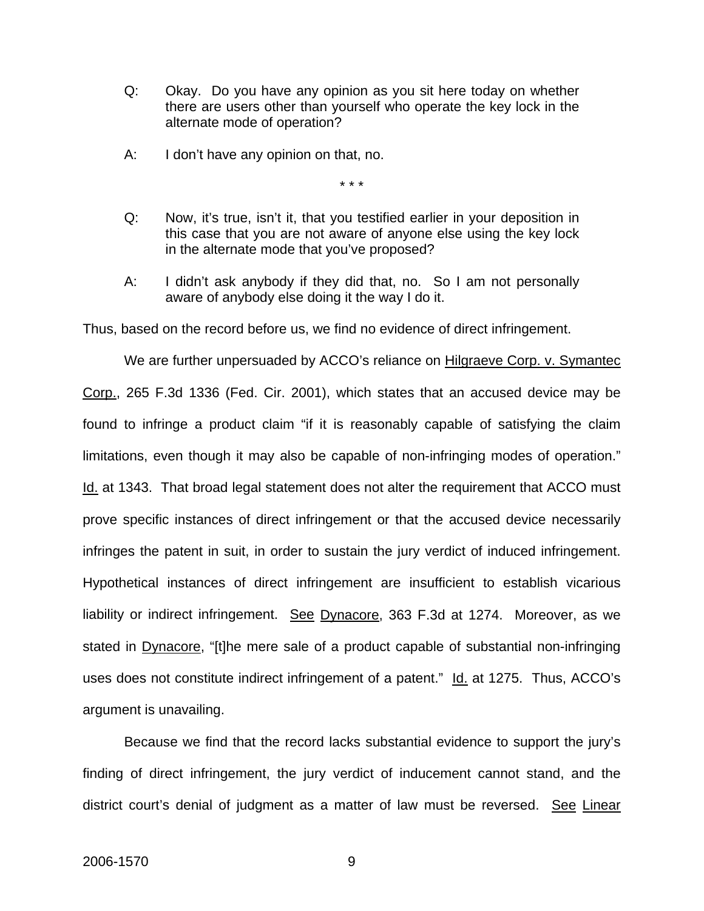> Q: Okay. Do you have any opinion as you sit here today on whether there are users other than yourself who operate the key lock in the alternate mode of operation?
>
> A: I don't have any opinion on that, no.
>
> \* \* \*
>
> Q: Now, it's true, isn't it, that you testified earlier in your deposition in this case that you are not aware of anyone else using the key lock in the alternate mode that you've proposed?
>
> A: I didn't ask anybody if they did that, no. So I am not personally aware of anybody else doing it the way I do it.

Thus, based on the record before us, we find no evidence of direct infringement.

We are further unpersuaded by ACCO's reliance on Hilgraeve Corp. v. Symantec Corp., 265 F.3d 1336 (Fed. Cir. 2001), which states that an accused device may be found to infringe a product claim "if it is reasonably capable of satisfying the claim limitations, even though it may also be capable of non-infringing modes of operation." Id. at 1343. That broad legal statement does not alter the requirement that ACCO must prove specific instances of direct infringement or that the accused device necessarily infringes the patent in suit, in order to sustain the jury verdict of induced infringement. Hypothetical instances of direct infringement are insufficient to establish vicarious liability or indirect infringement. See Dynacore, 363 F.3d at 1274. Moreover, as we stated in Dynacore, "[t]he mere sale of a product capable of substantial non-infringing uses does not constitute indirect infringement of a patent." Id. at 1275. Thus, ACCO's argument is unavailing.

Because we find that the record lacks substantial evidence to support the jury's finding of direct infringement, the jury verdict of inducement cannot stand, and the district court's denial of judgment as a matter of law must be reversed. See Linear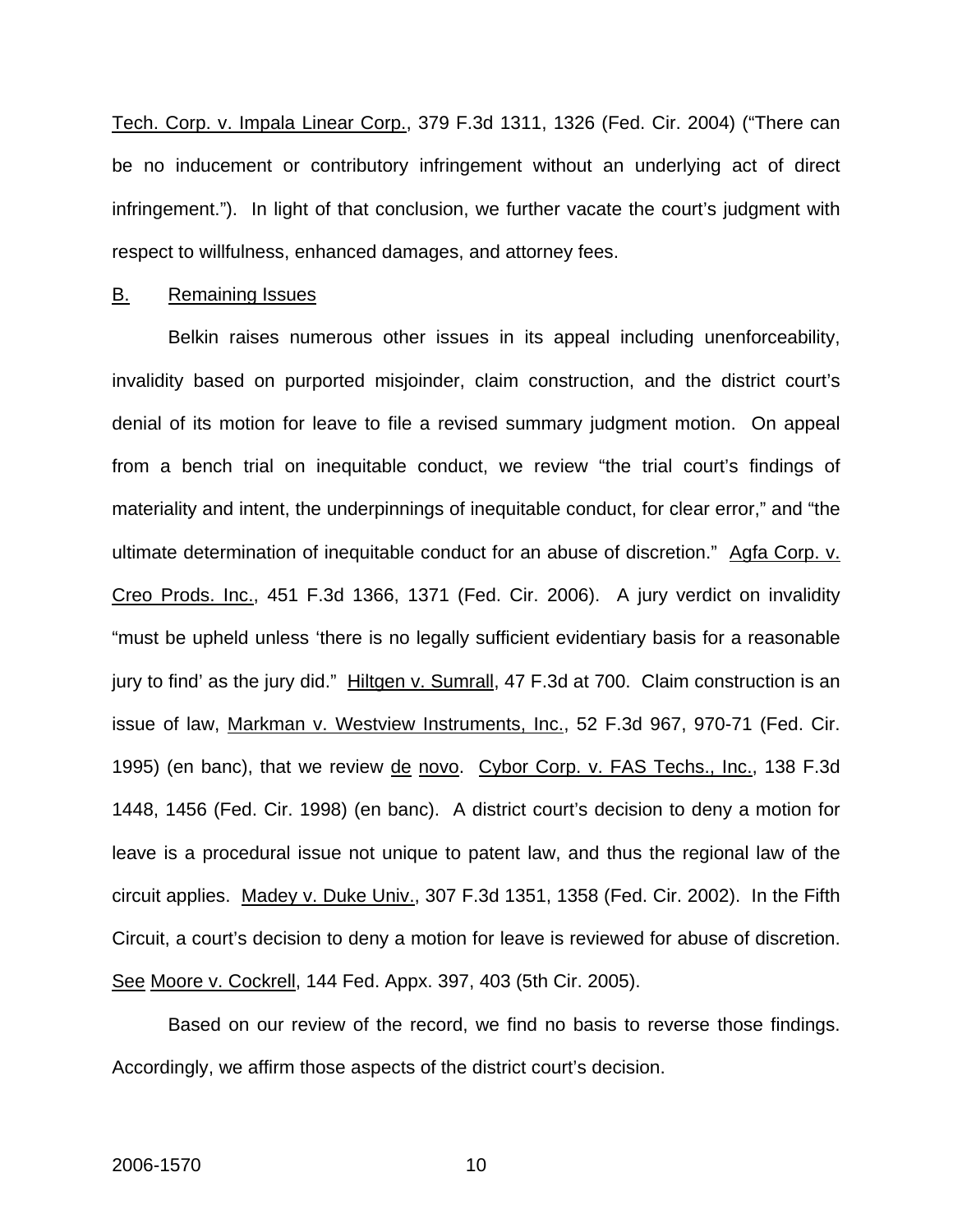Tech. Corp. v. Impala Linear Corp., 379 F.3d 1311, 1326 (Fed. Cir. 2004) ("There can be no inducement or contributory infringement without an underlying act of direct infringement."). In light of that conclusion, we further vacate the court's judgment with respect to willfulness, enhanced damages, and attorney fees.

## B. Remaining Issues

Belkin raises numerous other issues in its appeal including unenforceability, invalidity based on purported misjoinder, claim construction, and the district court's denial of its motion for leave to file a revised summary judgment motion. On appeal from a bench trial on inequitable conduct, we review "the trial court's findings of materiality and intent, the underpinnings of inequitable conduct, for clear error," and "the ultimate determination of inequitable conduct for an abuse of discretion." Agfa Corp. v. Creo Prods. Inc., 451 F.3d 1366, 1371 (Fed. Cir. 2006). A jury verdict on invalidity "must be upheld unless 'there is no legally sufficient evidentiary basis for a reasonable jury to find' as the jury did." Hiltgen v. Sumrall, 47 F.3d at 700. Claim construction is an issue of law, Markman v. Westview Instruments, Inc., 52 F.3d 967, 970-71 (Fed. Cir. 1995) (en banc), that we review de novo. Cybor Corp. v. FAS Techs., Inc., 138 F.3d 1448, 1456 (Fed. Cir. 1998) (en banc). A district court's decision to deny a motion for leave is a procedural issue not unique to patent law, and thus the regional law of the circuit applies. Madey v. Duke Univ., 307 F.3d 1351, 1358 (Fed. Cir. 2002). In the Fifth Circuit, a court's decision to deny a motion for leave is reviewed for abuse of discretion. See Moore v. Cockrell, 144 Fed. Appx. 397, 403 (5th Cir. 2005).

Based on our review of the record, we find no basis to reverse those findings. Accordingly, we affirm those aspects of the district court's decision.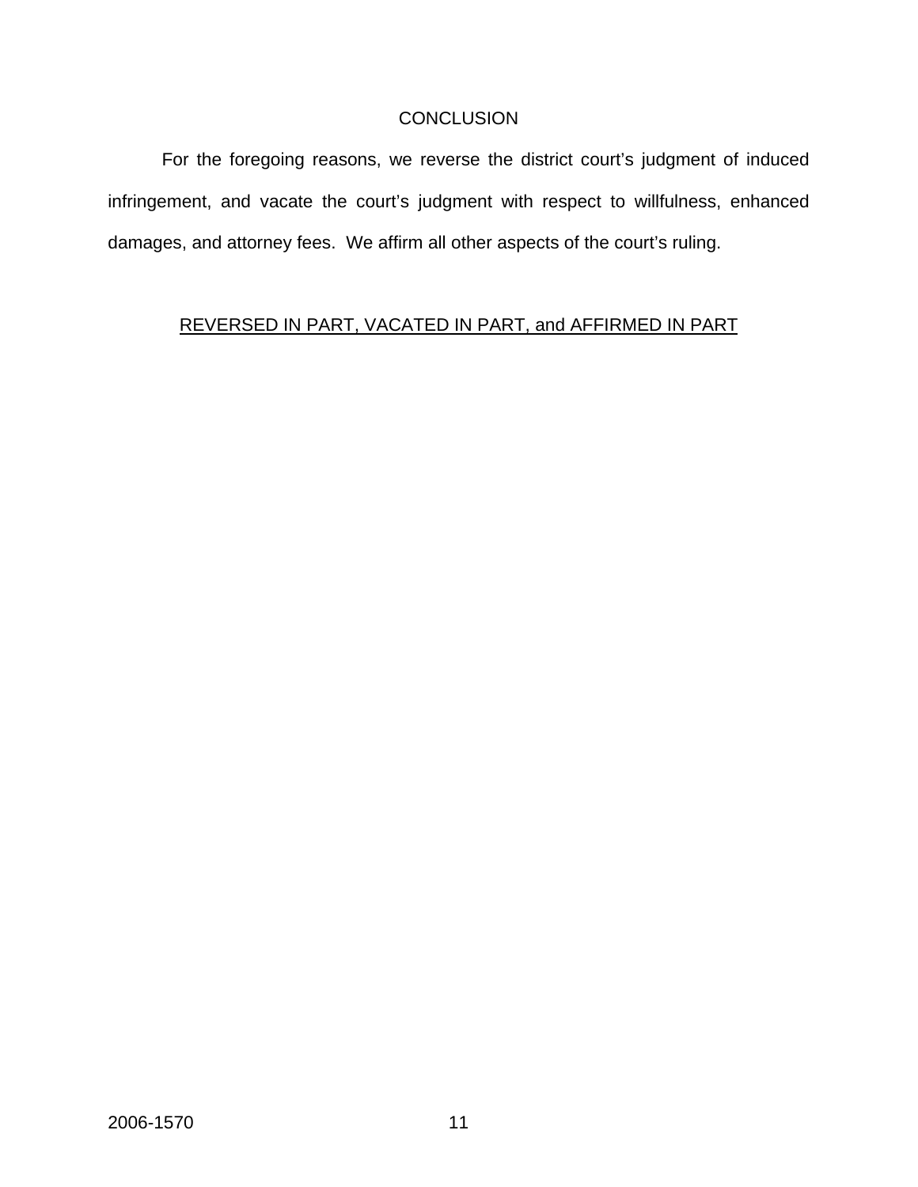## CONCLUSION

For the foregoing reasons, we reverse the district court's judgment of induced infringement, and vacate the court's judgment with respect to willfulness, enhanced damages, and attorney fees. We affirm all other aspects of the court's ruling.

REVERSED IN PART, VACATED IN PART, and AFFIRMED IN PART